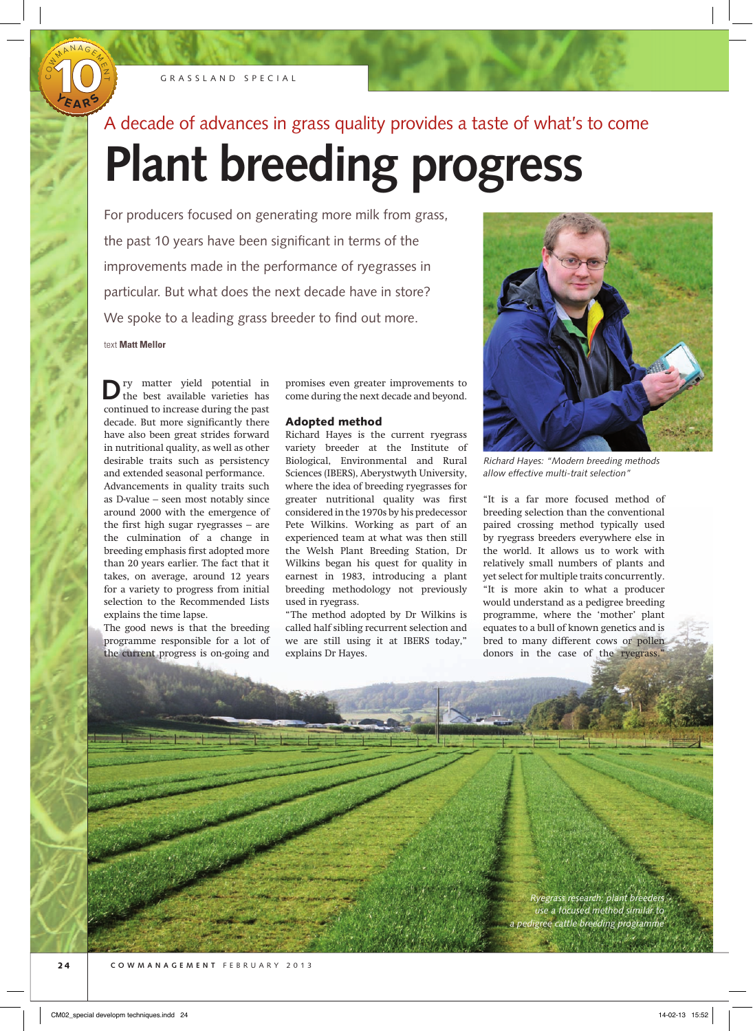GRASSLAND SPECIAL

A decade of advances in grass quality provides a taste of what's to come

# Plant breeding progress

For producers focused on generating more milk from grass, the past 10 years have been significant in terms of the improvements made in the performance of ryegrasses in particular. But what does the next decade have in store? We spoke to a leading grass breeder to find out more.

text **Matt Mellor**

Dry matter yield potential in the best available varieties has continued to increase during the past decade. But more significantly there have also been great strides forward in nutritional quality, as well as other desirable traits such as persistency and extended seasonal performance.

Advancements in quality traits such as D-value – seen most notably since around 2000 with the emergence of the first high sugar ryegrasses – are the culmination of a change in breeding emphasis first adopted more than 20 years earlier. The fact that it takes, on average, around 12 years for a variety to progress from initial selection to the Recommended Lists explains the time lapse.

The good news is that the breeding programme responsible for a lot of the current progress is on-going and promises even greater improvements to come during the next decade and beyond.

### Adopted method

Richard Hayes is the current ryegrass variety breeder at the Institute of Biological, Environmental and Rural Sciences (IBERS), Aberystwyth University, where the idea of breeding ryegrasses for greater nutritional quality was first considered in the 1970s by his predecessor Pete Wilkins. Working as part of an experienced team at what was then still the Welsh Plant Breeding Station, Dr Wilkins began his quest for quality in earnest in 1983, introducing a plant breeding methodology not previously used in ryegrass.

"The method adopted by Dr Wilkins is called half sibling recurrent selection and we are still using it at IBERS today," explains Dr Hayes.

Richard Hayes: "Modern breeding methods allow effective multi-trait selection"

"It is a far more focused method of breeding selection than the conventional paired crossing method typically used by ryegrass breeders everywhere else in the world. It allows us to work with relatively small numbers of plants and yet select for multiple traits concurrently.

"It is more akin to what a producer would understand as a pedigree breeding programme, where the 'mother' plant equates to a bull of known genetics and is bred to many different cows or pollen donors in the case of the ryegrass."

Ryegrass research: plant breeders use a focused method similar to a pedigree cattle breeding programme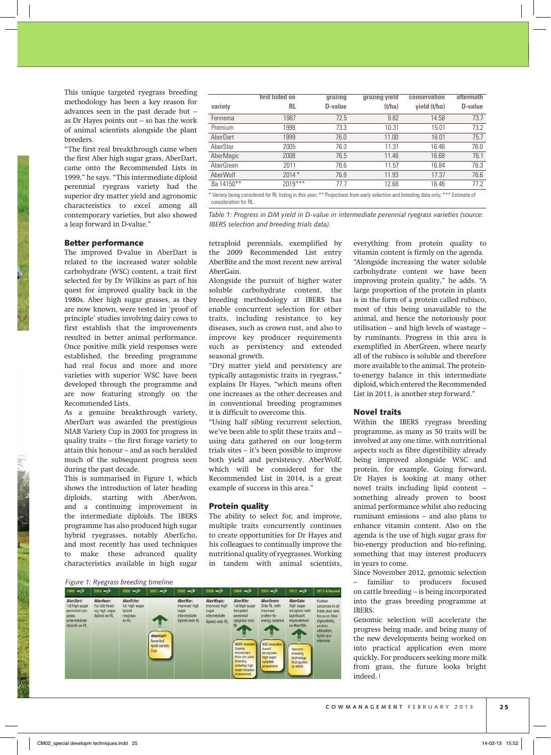This unique targeted ryegrass breeding methodology has been a key reason for advances seen in the past decade but – as Dr Hayes points out – so has the work of animal scientists alongside the plant breeders.

"The first real breakthrough came when the first Aber high sugar grass, AberDart, came onto the Recommended Lists in 1999," he says. "This intermediate diploid perennial ryegrass variety had the superior dry matter yield and agronomic characteristics to excel among all contemporary varieties, but also showed a leap forward in D-value."

| variety | first listed on RL | grazing D-value | grazing yield (t/ha) | conservation yield (t/ha) | aftermath D-value |
|---|---|---|---|---|---|
| Fennema | 1987 | 72.5 | 9.82 | 14.58 | 73.7 |
| Premium | 1998 | 73.3 | 10.31 | 15.01 | 73.2 |
| AberDart | 1999 | 76.0 | 11.00 | 16.01 | 75.7 |
| AberStar | 2005 | 76.3 | 11.31 | 16.46 | 76.0 |
| AberMagic | 2008 | 76.5 | 11.46 | 16.68 | 76.1 |
| AberGreen | 2011 | 76.6 | 11.57 | 16.84 | 76.3 |
| AberWolf | 2014 * | 76.9 | 11.93 | 17.37 | 76.6 |
| Ba 14150** | 2019*** | 77.7 | 12.68 | 18.46 | 77.2 |

\* Variety being considered for RL listing in this year; ** Projections from early selection and breeding data only; *** Estimate of consideration for RL.

*Table 1: Progress in DM yield in D-value in intermediate perennial ryegrass varieties (source: IBERS selection and breeding trials data).*

## Better performance

The improved D-value in AberDart is related to the increased water soluble carbohydrate (WSC) content, a trait first selected for by Dr Wilkins as part of his quest for improved quality back in the 1980s. Aber high sugar grasses, as they are now known, were tested in 'proof of principle' studies involving dairy cows to first establish that the improvements resulted in better animal performance. Once positive milk yield responses were established, the breeding programme had real focus and more and more varieties with superior WSC have been developed through the programme and are now featuring strongly on the Recommended Lists.

As a genuine breakthrough variety, AberDart was awarded the prestigious NIAB Variety Cup in 2003 for progress in quality traits – the first forage variety to attain this honour – and as such heralded much of the subsequent progress seen during the past decade.

This is summarised in Figure 1, which shows the introduction of later heading diploids, starting with AberAvon, and a continuing improvement in the intermediate diploids. The IBERS programme has also produced high sugar hybrid ryegrasses, notably AberEcho, and most recently has used techniques to make these advanced quality characteristics available in high sugar tetraploid perennials, exemplified by the 2009 Recommended List entry AberBite and the most recent new arrival AberGain.

Alongside the pursuit of higher water soluble carbohydrate content, the breeding methodology at IBERS has enable concurrent selection for other traits, including resistance to key diseases, such as crown rust, and also to improve key producer requirements such as persistency and extended seasonal growth.

"Dry matter yield and persistency are typically antagonistic traits in ryegrass," explains Dr Hayes, "which means often one increases as the other decreases and in conventional breeding programmes it is difficult to overcome this.

"Using half sibling recurrent selection, we've been able to split these traits and – using data gathered on our long-term trials sites – it's been possible to improve both yield and persistency. AberWolf, which will be considered for the Recommended List in 2014, is a great example of success in this area."

## Protein quality

The ability to select for, and improve, multiple traits concurrently continues to create opportunities for Dr Hayes and his colleagues to continually improve the nutritional quality of ryegrasses. Working in tandem with animal scientists, everything from protein quality to vitamin content is firmly on the agenda.

"Alongside increasing the water soluble carbohydrate content we have been improving protein quality," he adds. "A large proportion of the protein in plants is in the form of a protein called rubisco, most of this being unavailable to the animal, and hence the notoriously poor utilisation – and high levels of wastage – by ruminants. Progress in this area is exemplified in AberGreen, where nearly all of the rubisco is soluble and therefore more available to the animal. The protein-to-energy balance in this intermediate diploid, which entered the Recommended List in 2011, is another step forward."

## Novel traits

Within the IBERS ryegrass breeding programme, as many as 50 traits will be involved at any one time, with nutritional aspects such as fibre digestibility already being improved alongside WSC and protein, for example. Going forward, Dr Hayes is looking at many other novel traits including lipid content – something already proven to boost animal performance whilst also reducing ruminant emissions – and also plans to enhance vitamin content. Also on the agenda is the use of high sugar grass for bio-energy production and bio-refining, something that may interest producers in years to come.

Since November 2012, genomic selection – familiar to producers focused on cattle breeding – is being incorporated into the grass breeding programme at IBERS.

Genomic selection will accelerate the progress being made, and bring many of the new developments being worked on into practical application even more quickly. For producers seeking more milk from grass, the future looks bright indeed. |

*Figure 1: Ryegrass breeding timeline*

1999: AberDart: 1st high sugar perennial ryegrass (intermediate diploid) on RL

2001: AberAvon: 1st late heading high sugar diploid on RL

2002: AberEcho: 1st high sugar hybrid ryegrass on RL

2003: AberDart: Awarded NIAB Variety Cup

2005: AberStar: Improved high sugar intermediate diploid onto RL

2008: AberMagic: Improved high sugar intermediate diploid onto RL

2009: AberBite: 1st high sugar tetraploid perennial ryegrass onto RL; IBERS awarded Queens Anniversary Prize (for plant breeding including high sugar ryegrass programme)

2011: AberGreen: Onto RL with improved protein-to-energy balance; BGS innovation Award recognises high sugar ryegrass programme

2012: AberGain: High sugar tetraploid with significant improvement on AberBite; Genomic breeding technology first applied at IBERS

2013 & beyond: Further advances in all traits plus new focus on fibre digestibility, protein utilisation, lipids and vitamins.